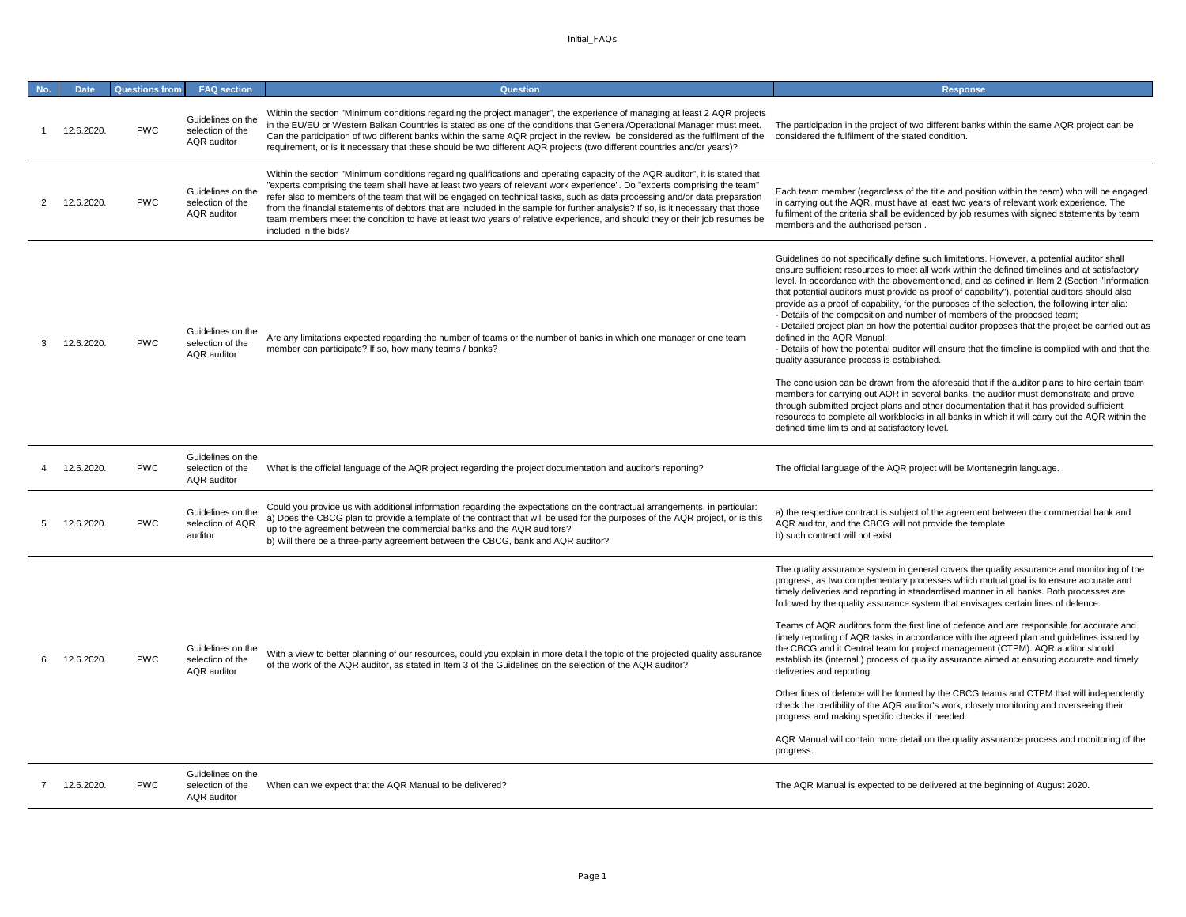| No. | Date | Questions from | FAQ section | Question | Response |
|---|---|---|---|---|---|
| 1 | 12.6.2020. | PWC | Guidelines on the selection of the AQR auditor | Within the section "Minimum conditions regarding the project manager", the experience of managing at least 2 AQR projects in the EU/EU or Western Balkan Countries is stated as one of the conditions that General/Operational Manager must meet. Can the participation of two different banks within the same AQR project in the review be considered as the fulfilment of the requirement, or is it necessary that these should be two different AQR projects (two different countries and/or years)? | The participation in the project of two different banks within the same AQR project can be considered the fulfilment of the stated condition. |
| 2 | 12.6.2020. | PWC | Guidelines on the selection of the AQR auditor | Within the section "Minimum conditions regarding qualifications and operating capacity of the AQR auditor", it is stated that "experts comprising the team shall have at least two years of relevant work experience". Do "experts comprising the team" refer also to members of the team that will be engaged on technical tasks, such as data processing and/or data preparation from the financial statements of debtors that are included in the sample for further analysis? If so, is it necessary that those team members meet the condition to have at least two years of relative experience, and should they or their job resumes be included in the bids? | Each team member (regardless of the title and position within the team) who will be engaged in carrying out the AQR, must have at least two years of relevant work experience. The fulfilment of the criteria shall be evidenced by job resumes with signed statements by team members and the authorised person . |
| 3 | 12.6.2020. | PWC | Guidelines on the selection of the AQR auditor | Are any limitations expected regarding the number of teams or the number of banks in which one manager or one team member can participate? If so, how many teams / banks? | Guidelines do not specifically define such limitations. However, a potential auditor shall ensure sufficient resources to meet all work within the defined timelines and at satisfactory level. In accordance with the abovementioned, and as defined in Item 2 (Section "Information that potential auditors must provide as proof of capability"), potential auditors should also provide as a proof of capability, for the purposes of the selection, the following inter alia:<br>- Details of the composition and number of members of the proposed team;<br>- Detailed project plan on how the potential auditor proposes that the project be carried out as defined in the AQR Manual;<br>- Details of how the potential auditor will ensure that the timeline is complied with and that the quality assurance process is established.<br><br>The conclusion can be drawn from the aforesaid that if the auditor plans to hire certain team members for carrying out AQR in several banks, the auditor must demonstrate and prove through submitted project plans and other documentation that it has provided sufficient resources to complete all workblocks in all banks in which it will carry out the AQR within the defined time limits and at satisfactory level. |
| 4 | 12.6.2020. | PWC | Guidelines on the selection of the AQR auditor | What is the official language of the AQR project regarding the project documentation and auditor's reporting? | The official language of the AQR project will be Montenegrin language. |
| 5 | 12.6.2020. | PWC | Guidelines on the selection of AQR auditor | Could you provide us with additional information regarding the expectations on the contractual arrangements, in particular:<br>a) Does the CBCG plan to provide a template of the contract that will be used for the purposes of the AQR project, or is this up to the agreement between the commercial banks and the AQR auditors?<br>b) Will there be a three-party agreement between the CBCG, bank and AQR auditor? | a) the respective contract is subject of the agreement between the commercial bank and AQR auditor, and the CBCG will not provide the template<br>b) such contract will not exist |
| 6 | 12.6.2020. | PWC | Guidelines on the selection of the AQR auditor | With a view to better planning of our resources, could you explain in more detail the topic of the projected quality assurance of the work of the AQR auditor, as stated in Item 3 of the Guidelines on the selection of the AQR auditor? | The quality assurance system in general covers the quality assurance and monitoring of the progress, as two complementary processes which mutual goal is to ensure accurate and timely deliveries and reporting in standardised manner in all banks. Both processes are followed by the quality assurance system that envisages certain lines of defence.<br><br>Teams of AQR auditors form the first line of defence and are responsible for accurate and timely reporting of AQR tasks in accordance with the agreed plan and guidelines issued by the CBCG and it Central team for project management (CTPM). AQR auditor should establish its (internal ) process of quality assurance aimed at ensuring accurate and timely deliveries and reporting.<br><br>Other lines of defence will be formed by the CBCG teams and CTPM that will independently check the credibility of the AQR auditor's work, closely monitoring and overseeing their progress and making specific checks if needed.<br><br>AQR Manual will contain more detail on the quality assurance process and monitoring of the progress. |
| 7 | 12.6.2020. | PWC | Guidelines on the selection of the AQR auditor | When can we expect that the AQR Manual to be delivered? | The AQR Manual is expected to be delivered at the beginning of August 2020. |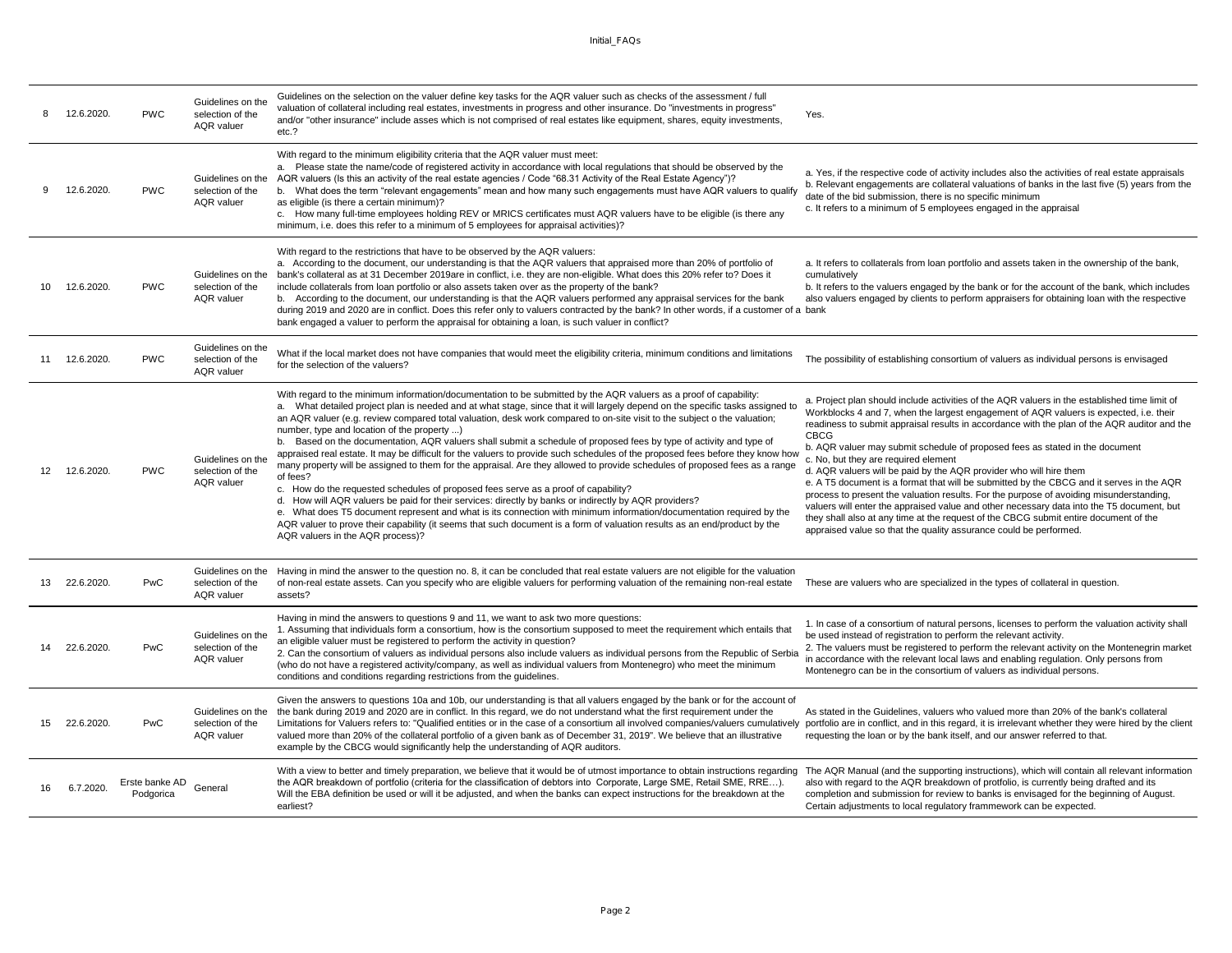| 8 | 12.6.2020. | PWC | Guidelines on the selection of the AQR valuer | Guidelines on the selection on the valuer define key tasks for the AQR valuer such as checks of the assessment / full valuation of collateral including real estates, investments in progress and other insurance. Do "investments in progress" and/or "other insurance" include asses which is not comprised of real estates like equipment, shares, equity investments, etc.? | Yes. |
|---|---|---|---|---|---|
| 9 | 12.6.2020. | PWC | Guidelines on the selection of the AQR valuer | With regard to the minimum eligibility criteria that the AQR valuer must meet:<br>a. Please state the name/code of registered activity in accordance with local regulations that should be observed by the AQR valuers (Is this an activity of the real estate agencies / Code "68.31 Activity of the Real Estate Agency")?<br>b. What does the term "relevant engagements" mean and how many such engagements must have AQR valuers to qualify as eligible (is there a certain minimum)?<br>c. How many full-time employees holding REV or MRICS certificates must AQR valuers have to be eligible (is there any minimum, i.e. does this refer to a minimum of 5 employees for appraisal activities)? | a. Yes, if the respective code of activity includes also the activities of real estate appraisals<br>b. Relevant engagements are collateral valuations of banks in the last five (5) years from the date of the bid submission, there is no specific minimum<br>c. It refers to a minimum of 5 employees engaged in the appraisal |
| 10 | 12.6.2020. | PWC | Guidelines on the selection of the AQR valuer | With regard to the restrictions that have to be observed by the AQR valuers:<br>a. According to the document, our understanding is that the AQR valuers that appraised more than 20% of portfolio of bank's collateral as at 31 December 2019are in conflict, i.e. they are non-eligible. What does this 20% refer to? Does it include collaterals from loan portfolio or also assets taken over as the property of the bank?<br>b. According to the document, our understanding is that the AQR valuers performed any appraisal services for the bank during 2019 and 2020 are in conflict. Does this refer only to valuers contracted by the bank? In other words, if a customer of a bank engaged a valuer to perform the appraisal for obtaining a loan, is such valuer in conflict? | a. It refers to collaterals from loan portfolio and assets taken in the ownership of the bank, cumulatively<br>b. It refers to the valuers engaged by the bank or for the account of the bank, which includes also valuers engaged by clients to perform appraisers for obtaining loan with the respective bank |
| 11 | 12.6.2020. | PWC | Guidelines on the selection of the AQR valuer | What if the local market does not have companies that would meet the eligibility criteria, minimum conditions and limitations for the selection of the valuers? | The possibility of establishing consortium of valuers as individual persons is envisaged |
| 12 | 12.6.2020. | PWC | Guidelines on the selection of the AQR valuer | With regard to the minimum information/documentation to be submitted by the AQR valuers as a proof of capability:<br>a. What detailed project plan is needed and at what stage, since that it will largely depend on the specific tasks assigned to an AQR valuer (e.g. review compared total valuation, desk work compared to on-site visit to the subject o the valuation; number, type and location of the property ...)<br>b. Based on the documentation, AQR valuers shall submit a schedule of proposed fees by type of activity and type of appraised real estate. It may be difficult for the valuers to provide such schedules of the proposed fees before they know how many property will be assigned to them for the appraisal. Are they allowed to provide schedules of proposed fees as a range of fees?<br>c. How do the requested schedules of proposed fees serve as a proof of capability?<br>d. How will AQR valuers be paid for their services: directly by banks or indirectly by AQR providers?<br>e. What does T5 document represent and what is its connection with minimum information/documentation required by the AQR valuer to prove their capability (it seems that such document is a form of valuation results as an end/product by the AQR valuers in the AQR process)? | a. Project plan should include activities of the AQR valuers in the established time limit of Workblocks 4 and 7, when the largest engagement of AQR valuers is expected, i.e. their readiness to submit appraisal results in accordance with the plan of the AQR auditor and the CBCG<br>b. AQR valuer may submit schedule of proposed fees as stated in the document<br>c. No, but they are required element<br>d. AQR valuers will be paid by the AQR provider who will hire them<br>e. A T5 document is a format that will be submitted by the CBCG and it serves in the AQR process to present the valuation results. For the purpose of avoiding misunderstanding, valuers will enter the appraised value and other necessary data into the T5 document, but they shall also at any time at the request of the CBCG submit entire document of the appraised value so that the quality assurance could be performed. |
| 13 | 22.6.2020. | PwC | Guidelines on the selection of the AQR valuer | Having in mind the answer to the question no. 8, it can be concluded that real estate valuers are not eligible for the valuation of non-real estate assets. Can you specify who are eligible valuers for performing valuation of the remaining non-real estate assets? | These are valuers who are specialized in the types of collateral in question. |
| 14 | 22.6.2020. | PwC | Guidelines on the selection of the AQR valuer | Having in mind the answers to questions 9 and 11, we want to ask two more questions:<br>1. Assuming that individuals form a consortium, how is the consortium supposed to meet the requirement which entails that an eligible valuer must be registered to perform the activity in question?<br>2. Can the consortium of valuers as individual persons also include valuers as individual persons from the Republic of Serbia (who do not have a registered activity/company, as well as individual valuers from Montenegro) who meet the minimum conditions and conditions regarding restrictions from the guidelines. | 1. In case of a consortium of natural persons, licenses to perform the valuation activity shall be used instead of registration to perform the relevant activity.<br>2. The valuers must be registered to perform the relevant activity on the Montenegrin market in accordance with the relevant local laws and enabling regulation. Only persons from Montenegro can be in the consortium of valuers as individual persons. |
| 15 | 22.6.2020. | PwC | Guidelines on the selection of the AQR valuer | Given the answers to questions 10a and 10b, our understanding is that all valuers engaged by the bank or for the account of the bank during 2019 and 2020 are in conflict. In this regard, we do not understand what the first requirement under the Limitations for Valuers refers to: "Qualified entities or in the case of a consortium all involved companies/valuers cumulatively valued more than 20% of the collateral portfolio of a given bank as of December 31, 2019". We believe that an illustrative example by the CBCG would significantly help the understanding of AQR auditors. | As stated in the Guidelines, valuers who valued more than 20% of the bank's collateral portfolio are in conflict, and in this regard, it is irrelevant whether they were hired by the client requesting the loan or by the bank itself, and our answer referred to that. |
| 16 | 6.7.2020. | Erste banke AD Podgorica | General | With a view to better and timely preparation, we believe that it would be of utmost importance to obtain instructions regarding the AQR breakdown of portfolio (criteria for the classification of debtors into Corporate, Large SME, Retail SME, RRE…). Will the EBA definition be used or will it be adjusted, and when the banks can expect instructions for the breakdown at the earliest? | The AQR Manual (and the supporting instructions), which will contain all relevant information also with regard to the AQR breakdown of protfolio, is currently being drafted and its completion and submission for review to banks is envisaged for the beginning of August. Certain adjustments to local regulatory frammework can be expected. |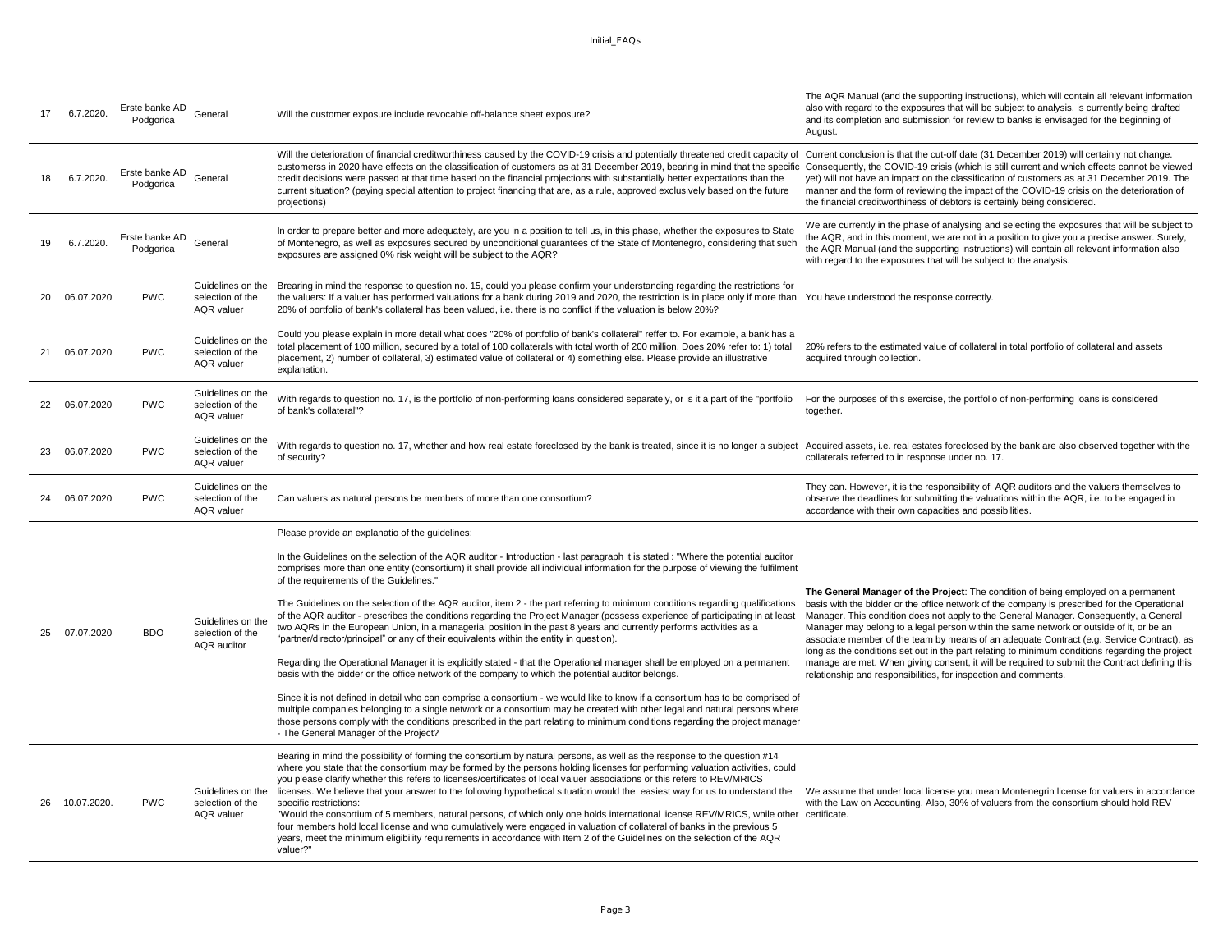| 17 | 6.7.2020. | Erste banke AD Podgorica | General | Will the customer exposure include revocable off-balance sheet exposure? | The AQR Manual (and the supporting instructions), which will contain all relevant information also with regard to the exposures that will be subject to analysis, is currently being drafted and its completion and submission for review to banks is envisaged for the beginning of August. |
|---|---|---|---|---|---|
| 18 | 6.7.2020. | Erste banke AD Podgorica | General | Will the deterioration of financial creditworthiness caused by the COVID-19 crisis and potentially threatened credit capacity of customerss in 2020 have effects on the classification of customers as at 31 December 2019, bearing in mind that the specific credit decisions were passed at that time based on the financial projections with substantially better expectations than the current situation? (paying special attention to project financing that are, as a rule, approved exclusively based on the future projections) | Current conclusion is that the cut-off date (31 December 2019) will certainly not change. Consequently, the COVID-19 crisis (which is still current and which effects cannot be viewed yet) will not have an impact on the classification of customers as at 31 December 2019. The manner and the form of reviewing the impact of the COVID-19 crisis on the deterioration of the financial creditworthiness of debtors is certainly being considered. |
| 19 | 6.7.2020. | Erste banke AD Podgorica | General | In order to prepare better and more adequately, are you in a position to tell us, in this phase, whether the exposures to State of Montenegro, as well as exposures secured by unconditional guarantees of the State of Montenegro, considering that such exposures are assigned 0% risk weight will be subject to the AQR? | We are currently in the phase of analysing and selecting the exposures that will be subject to the AQR, and in this moment, we are not in a position to give you a precise answer. Surely, the AQR Manual (and the supporting instructions) will contain all relevant information also with regard to the exposures that will be subject to the analysis. |
| 20 | 06.07.2020 | PWC | Guidelines on the selection of the AQR valuer | Brearing in mind the response to question no. 15, could you please confirm your understanding regarding the restrictions for the valuers: If a valuer has performed valuations for a bank during 2019 and 2020, the restriction is in place only if more than 20% of portfolio of bank's collateral has been valued, i.e. there is no conflict if the valuation is below 20%? | You have understood the response correctly. |
| 21 | 06.07.2020 | PWC | Guidelines on the selection of the AQR valuer | Could you please explain in more detail what does "20% of portfolio of bank's collateral" reffer to. For example, a bank has a total placement of 100 million, secured by a total of 100 collaterals with total worth of 200 million. Does 20% refer to: 1) total placement, 2) number of collateral, 3) estimated value of collateral or 4) something else. Please provide an illustrative explanation. | 20% refers to the estimated value of collateral in total portfolio of collateral and assets acquired through collection. |
| 22 | 06.07.2020 | PWC | Guidelines on the selection of the AQR valuer | With regards to question no. 17, is the portfolio of non-performing loans considered separately, or is it a part of the "portfolio of bank's collateral"? | For the purposes of this exercise, the portfolio of non-performing loans is considered together. |
| 23 | 06.07.2020 | PWC | Guidelines on the selection of the AQR valuer | With regards to question no. 17, whether and how real estate foreclosed by the bank is treated, since it is no longer a subject of security? | Acquired assets, i.e. real estates foreclosed by the bank are also observed together with the collaterals referred to in response under no. 17. |
| 24 | 06.07.2020 | PWC | Guidelines on the selection of the AQR valuer | Can valuers as natural persons be members of more than one consortium? | They can. However, it is the responsibility of AQR auditors and the valuers themselves to observe the deadlines for submitting the valuations within the AQR, i.e. to be engaged in accordance with their own capacities and possibilities. |
| 25 | 07.07.2020 | BDO | Guidelines on the selection of the AQR auditor | Please provide an explanatio of the guidelines:<br><br>In the Guidelines on the selection of the AQR auditor - Introduction - last paragraph it is stated : "Where the potential auditor comprises more than one entity (consortium) it shall provide all individual information for the purpose of viewing the fulfilment of the requirements of the Guidelines."<br><br>The Guidelines on the selection of the AQR auditor, item 2 - the part referring to minimum conditions regarding qualifications of the AQR auditor - prescribes the conditions regarding the Project Manager (possess experience of participating in at least two AQRs in the European Union, in a managerial position in the past 8 years and currently performs activities as a "partner/director/principal" or any of their equivalents within the entity in question).<br><br>Regarding the Operational Manager it is explicitly stated - that the Operational manager shall be employed on a permanent basis with the bidder or the office network of the company to which the potential auditor belongs.<br><br>Since it is not defined in detail who can comprise a consortium - we would like to know if a consortium has to be comprised of multiple companies belonging to a single network or a consortium may be created with other legal and natural persons where those persons comply with the conditions prescribed in the part relating to minimum conditions regarding the project manager - The General Manager of the Project? | **The General Manager of the Project**: The condition of being employed on a permanent basis with the bidder or the office network of the company is prescribed for the Operational Manager. This condition does not apply to the General Manager. Consequently, a General Manager may belong to a legal person within the same network or outside of it, or be an associate member of the team by means of an adequate Contract (e.g. Service Contract), as long as the conditions set out in the part relating to minimum conditions regarding the project manage are met. When giving consent, it will be required to submit the Contract defining this relationship and responsibilities, for inspection and comments. |
| 26 | 10.07.2020. | PWC | Guidelines on the selection of the AQR valuer | Bearing in mind the possibility of forming the consortium by natural persons, as well as the response to the question #14 where you state that the consortium may be formed by the persons holding licenses for performing valuation activities, could you please clarify whether this refers to licenses/certificates of local valuer associations or this refers to REV/MRICS licenses. We believe that your answer to the following hypothetical situation would the easiest way for us to understand the specific restrictions:<br>"Would the consortium of 5 members, natural persons, of which only one holds international license REV/MRICS, while other four members hold local license and who cumulatively were engaged in valuation of collateral of banks in the previous 5 years, meet the minimum eligibility requirements in accordance with Item 2 of the Guidelines on the selection of the AQR valuer?" | We assume that under local license you mean Montenegrin license for valuers in accordance with the Law on Accounting. Also, 30% of valuers from the consortium should hold REV certificate. |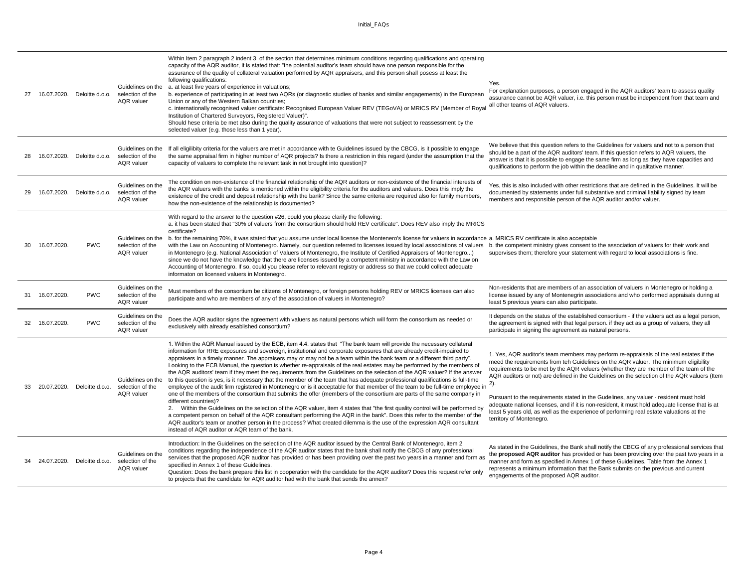| 27 | 16.07.2020. | Deloitte d.o.o. | Guidelines on the selection of the AQR valuer | Within Item 2 paragraph 2 indent 3 of the section that determines minimum conditions regarding qualifications and operating capacity of the AQR auditor, it is stated that: "the potential auditor's team should have one person responsible for the assurance of the quality of collateral valuation performed by AQR appraisers, and this person shall posess at least the following qualifications:<br>a. at least five years of experience in valuations;<br>b. experience of participating in at least two AQRs (or diagnostic studies of banks and similar engagements) in the European Union or any of the Western Balkan countries;<br>c. internationally recognised valuer certificate: Recognised European Valuer REV (TEGoVA) or MRICS RV (Member of Royal Institution of Chartered Surveyors, Registered Valuer)".<br>Should hese criteria be met also during the quality assurance of valuations that were not subject to reassessment by the selected valuer (e.g. those less than 1 year). | Yes.<br>For explanation purposes, a person engaged in the AQR auditors' team to assess quality assurance cannot be AQR valuer, i.e. this person must be independent from that team and all other teams of AQR valuers. |
|---|---|---|---|---|---|
| 28 | 16.07.2020. | Deloitte d.o.o. | Guidelines on the selection of the AQR valuer | If all eligilibity criteria for the valuers are met in accordance with te Guidelines issued by the CBCG, is it possible to engage the same appraisal firm in higher number of AQR projects? Is there a restriction in this regard (under the assumption that the capacity of valuers to complete the relevant task in not brought into question)? | We believe that this question refers to the Guidelines for valuers and not to a person that should be a part of the AQR auditors' team. If this question refers to AQR valuers, the answer is that it is possible to engage the same firm as long as they have capacities and qualifications to perform the job within the deadline and in qualitative manner. |
| 29 | 16.07.2020. | Deloitte d.o.o. | Guidelines on the selection of the AQR valuer | The condition on non-existence of the financial relationship of the AQR auditors or non-existence of the financial interests of the AQR valuers with the banks is mentioned within the eligibility criteria for the auditors and valuers. Does this imply the existence of the credit and deposit relationship with the bank? Since the same criteria are required also for family members, how the non-existence of the relationship is documented? | Yes, this is also included with other restrictions that are defined in the Guidelines. It will be documented by statements under full substantive and criminal liability signed by team members and responsible person of the AQR auditor and/or valuer. |
| 30 | 16.07.2020. | PWC | Guidelines on the selection of the AQR valuer | With regard to the answer to the question #26, could you please clarify the following:<br>a. it has been stated that "30% of valuers from the consortium should hold REV certificate". Does REV also imply the MRICS certificate?<br>b. for the remaining 70%, it was stated that you assume under local license the Montenero's license for valuers in accordance with the Law on Accounting of Montenegro. Namely, our question referred to licenses issued by local associations of valuers in Montenegro (e.g. National Association of Valuers of Montenegro, the Institute of Certified Appraisers of Montenegro...) since we do not have the knowledge that there are licenses issued by a competent ministry in accordance with the Law on Accounting of Montenegro. If so, could you please refer to relevant registry or address so that we could collect adequate informaton on licensed valuers in Montenegro. | a. MRICS RV certificate is also acceptable<br>b. the competent ministry gives consent to the association of valuers for their work and supervises them; therefore your statement with regard to local associations is fine. |
| 31 | 16.07.2020. | PWC | Guidelines on the selection of the AQR valuer | Must members of the consortium be citizens of Montenegro, or foreign persons holding REV or MRICS licenses can also participate and who are members of any of the association of valuers in Montenegro? | Non-residents that are members of an association of valuers in Montenegro or holding a license issued by any of Montenegrin associations and who performed appraisals during at least 5 previous years can also participate. |
| 32 | 16.07.2020. | PWC | Guidelines on the selection of the AQR valuer | Does the AQR auditor signs the agreement with valuers as natural persons which will form the consortium as needed or exclusively with already esablished consortium? | It depends on the status of the established consortium - if the valuers act as a legal person, the agreement is signed with that legal person. if they act as a group of valuers, they all participate in signing the agreement as natural persons. |
| 33 | 20.07.2020. | Deloitte d.o.o. | Guidelines on the selection of the AQR valuer | 1. Within the AQR Manual issued by the ECB, item 4.4. states that "The bank team will provide the necessary collateral information for RRE exposures and sovereign, institutional and corporate exposures that are already credit-impaired to appraisers in a timely manner. The appraisers may or may not be a team within the bank team or a different third party". Looking to the ECB Manual, the question is whether re-appraisals of the real estates may be performed by the members of the AQR auditors' team if they meet the requirements from the Guidelines on the selection of the AQR valuer? If the answer to this question is yes, is it necessary that the member of the team that has adequate professional qualifications is full-time employee of the audit firm registered in Montenegro or is it acceptable for that member of the team to be full-time employee in one of the members of the consortium that submits the offer (members of the consortium are parts of the same company in different countries)?<br>2. Within the Guidelines on the selection of the AQR valuer, item 4 states that "the first quality control will be performed by a competent person on behalf of the AQR consultant performing the AQR in the bank". Does this refer to the member of the AQR auditor's team or another person in the process? What created dilemma is the use of the expression AQR consultant instead of AQR auditor or AQR team of the bank. | 1. Yes, AQR auditor's team members may perform re-appraisals of the real estates if the meed the requirements from teh Guidelines on the AQR valuer. The minimum eligibility requirements to be met by the AQR veluers (whether they are member of the team of the AQR auditors or not) are defined in the Guidelines on the selection of the AQR valuers (Item 2).<br><br>Pursuant to the requirements stated in the Guidelines, any valuer - resident must hold adequate national licenses, and if it is non-resident, it must hold adequate license that is at least 5 years old, as well as the experience of performing real estate valuations at the territory of Montenegro. |
| 34 | 24.07.2020. | Deloitte d.o.o. | Guidelines on the selection of the AQR valuer | Introduction: In the Guidelines on the selection of the AQR auditor issued by the Central Bank of Montenegro, item 2 conditions regarding the independence of the AQR auditor states that the bank shall notify the CBCG of any professional services that the proposed AQR auditor has provided or has been providing over the past two years in a manner and form as specified in Annex 1 of these Guidelines.<br>Question: Does the bank prepare this list in cooperation with the candidate for the AQR auditor? Does this request refer only to projects that the candidate for AQR auditor had with the bank that sends the annex? | As stated in the Guidelines, the Bank shall notify the CBCG of any professional services that the **proposed AQR auditor** has provided or has been providing over the past two years in a manner and form as specified in Annex 1 of these Guidelines. Table from the Annex 1 represents a minimum information that the Bank submits on the previous and current engagements of the proposed AQR auditor. |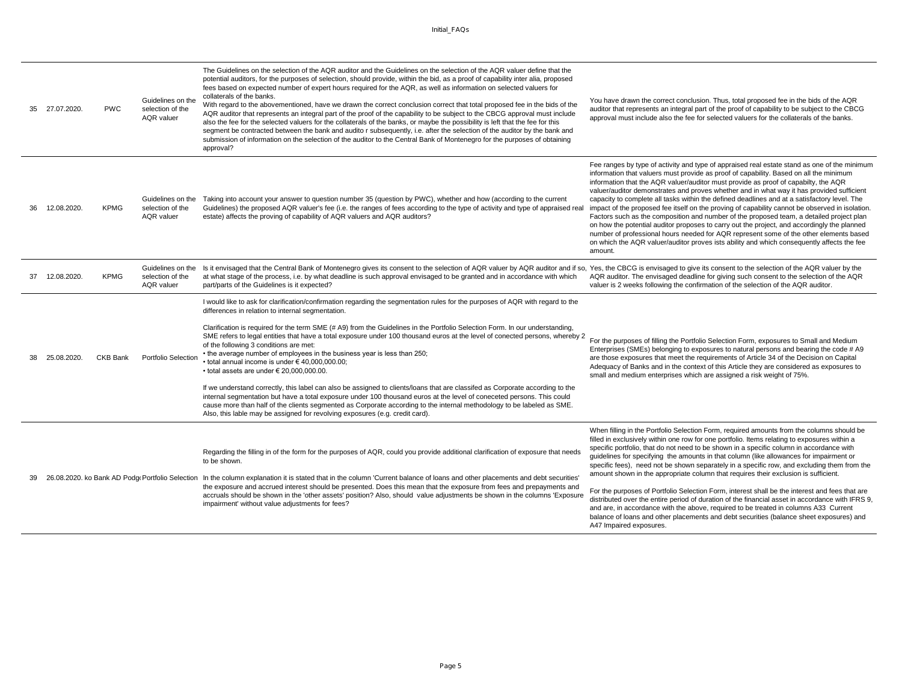| 35 | 27.07.2020. | PWC | Guidelines on the selection of the AQR valuer | The Guidelines on the selection of the AQR auditor and the Guidelines on the selection of the AQR valuer define that the potential auditors, for the purposes of selection, should provide, within the bid, as a proof of capability inter alia, proposed fees based on expected number of expert hours required for the AQR, as well as information on selected valuers for collaterals of the banks.<br>With regard to the abovementioned, have we drawn the correct conclusion correct that total proposed fee in the bids of the AQR auditor that represents an integral part of the proof of the capability to be subject to the CBCG approval must include also the fee for the selected valuers for the collaterals of the banks, or maybe the possibility is left that the fee for this segment be contracted between the bank and audito r subsequently, i.e. after the selection of the auditor by the bank and submission of information on the selection of the auditor to the Central Bank of Montenegro for the purposes of obtaining approval? | You have drawn the correct conclusion. Thus, total proposed fee in the bids of the AQR auditor that represents an integral part of the proof of capability to be subject to the CBCG approval must include also the fee for selected valuers for the collaterals of the banks. |
|---|---|---|---|---|---|
| 36 | 12.08.2020. | KPMG | Guidelines on the selection of the AQR valuer | Taking into account your answer to question number 35 (question by PWC), whether and how (according to the current Guidelines) the proposed AQR valuer's fee (i.e. the ranges of fees according to the type of activity and type of appraised real estate) affects the proving of capability of AQR valuers and AQR auditors? | Fee ranges by type of activity and type of appraised real estate stand as one of the minimum information that valuers must provide as proof of capability. Based on all the minimum information that the AQR valuer/auditor must provide as proof of capabilty, the AQR valuer/auditor demonstrates and proves whether and in what way it has provided sufficient capacity to complete all tasks within the defined deadlines and at a satisfactory level. The impact of the proposed fee itself on the proving of capability cannot be observed in isolation. Factors such as the composition and number of the proposed team, a detailed project plan on how the potential auditor proposes to carry out the project, and accordingly the planned number of professional hours needed for AQR represent some of the other elements based on which the AQR valuer/auditor proves ists ability and which consequently affects the fee amount. |
| 37 | 12.08.2020. | KPMG | Guidelines on the selection of the AQR valuer | Is it envisaged that the Central Bank of Montenegro gives its consent to the selection of AQR valuer by AQR auditor and if so, at what stage of the process, i.e. by what deadline is such approval envisaged to be granted and in accordance with which part/parts of the Guidelines is it expected? | Yes, the CBCG is envisaged to give its consent to the selection of the AQR valuer by the AQR auditor. The envisaged deadline for giving such consent to the selection of the AQR valuer is 2 weeks following the confirmation of the selection of the AQR auditor. |
| 38 | 25.08.2020. | CKB Bank | Portfolio Selection | I would like to ask for clarification/confirmation regarding the segmentation rules for the purposes of AQR with regard to the differences in relation to internal segmentation.<br><br>Clarification is required for the term SME (# A9) from the Guidelines in the Portfolio Selection Form. In our understanding, SME refers to legal entities that have a total exposure under 100 thousand euros at the level of conected persons, whereby 2 of the following 3 conditions are met:<br>• the average number of employees in the business year is less than 250;<br>• total annual income is under € 40,000,000.00;<br>• total assets are under € 20,000,000.00.<br><br>If we understand correctly, this label can also be assigned to clients/loans that are classifed as Corporate according to the internal segmentation but have a total exposure under 100 thousand euros at the level of coneceted persons. This could cause more than half of the clients segmented as Corporate according to the internal methodology to be labeled as SME. Also, this lable may be assigned for revolving exposures (e.g. credit card). | For the purposes of filling the Portfolio Selection Form, exposures to Small and Medium Enterprises (SMEs) belonging to exposures to natural persons and bearing the code # A9 are those exposures that meet the requirements of Article 34 of the Decision on Capital Adequacy of Banks and in the context of this Article they are considered as exposures to small and medium enterprises which are assigned a risk weight of 75%. |
| 39 | 26.08.2020. | ko Bank AD Podgo | Portfolio Selection | Regarding the filling in of the form for the purposes of AQR, could you provide additional clarification of exposure that needs to be shown.<br><br>In the column explanation it is stated that in the column 'Current balance of loans and other placements and debt securities' the exposure and accrued interest should be presented. Does this mean that the exposure from fees and prepayments and accruals should be shown in the 'other assets' position? Also, should value adjustments be shown in the columns 'Exposure impairment' without value adjustments for fees? | When filling in the Portfolio Selection Form, required amounts from the columns should be filled in exclusively within one row for one portfolio. Items relating to exposures within a specific portfolio, that do not need to be shown in a specific column in accordance with guidelines for specifying the amounts in that column (like allowances for impairment or specific fees), need not be shown separately in a specific row, and excluding them from the amount shown in the appropriate column that requires their exclusion is sufficient.<br><br>For the purposes of Portfolio Selection Form, interest shall be the interest and fees that are distributed over the entire period of duration of the financial asset in accordance with IFRS 9, and are, in accordance with the above, required to be treated in columns A33 Current balance of loans and other placements and debt securities (balance sheet exposures) and A47 Impaired exposures. |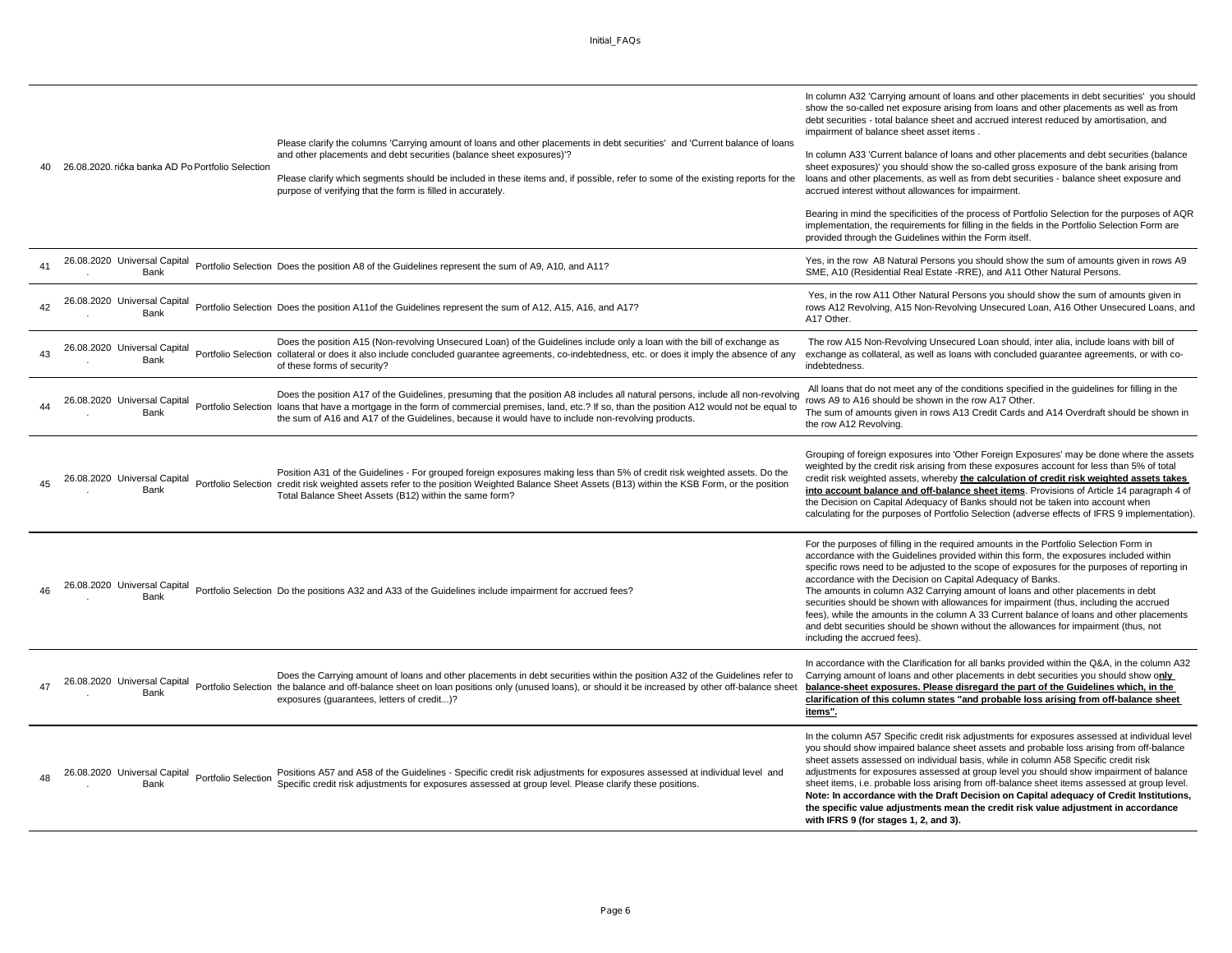| | | | | | |
|---|---|---|---|---|---|
| 40 | 26.08.2020. | rička banka AD Po | Portfolio Selection | Please clarify the columns 'Carrying amount of loans and other placements in debt securities' and 'Current balance of loans and other placements and debt securities (balance sheet exposures)'?<br><br>Please clarify which segments should be included in these items and, if possible, refer to some of the existing reports for the purpose of verifying that the form is filled in accurately. | In column A32 'Carrying amount of loans and other placements in debt securities' you should show the so-called net exposure arising from loans and other placements as well as from debt securities - total balance sheet and accrued interest reduced by amortisation, and impairment of balance sheet asset items .<br><br>In column A33 'Current balance of loans and other placements and debt securities (balance sheet exposures)' you should show the so-called gross exposure of the bank arising from loans and other placements, as well as from debt securities - balance sheet exposure and accrued interest without allowances for impairment.<br><br>Bearing in mind the specificities of the process of Portfolio Selection for the purposes of AQR implementation, the requirements for filling in the fields in the Portfolio Selection Form are provided through the Guidelines within the Form itself. |
| 41 | 26.08.2020. | Universal Capital Bank | Portfolio Selection | Does the position A8 of the Guidelines represent the sum of A9, A10, and A11? | Yes, in the row A8 Natural Persons you should show the sum of amounts given in rows A9 SME, A10 (Residential Real Estate -RRE), and A11 Other Natural Persons. |
| 42 | 26.08.2020. | Universal Capital Bank | Portfolio Selection | Does the position A11of the Guidelines represent the sum of A12, A15, A16, and A17? | Yes, in the row A11 Other Natural Persons you should show the sum of amounts given in rows A12 Revolving, A15 Non-Revolving Unsecured Loan, A16 Other Unsecured Loans, and A17 Other. |
| 43 | 26.08.2020. | Universal Capital Bank | Portfolio Selection | Does the position A15 (Non-revolving Unsecured Loan) of the Guidelines include only a loan with the bill of exchange as collateral or does it also include concluded guarantee agreements, co-indebtedness, etc. or does it imply the absence of any of these forms of security? | The row A15 Non-Revolving Unsecured Loan should, inter alia, include loans with bill of exchange as collateral, as well as loans with concluded guarantee agreements, or with co-indebtedness. |
| 44 | 26.08.2020. | Universal Capital Bank | Portfolio Selection | Does the position A17 of the Guidelines, presuming that the position A8 includes all natural persons, include all non-revolving loans that have a mortgage in the form of commercial premises, land, etc.? If so, than the position A12 would not be equal to the sum of A16 and A17 of the Guidelines, because it would have to include non-revolving products. | All loans that do not meet any of the conditions specified in the guidelines for filling in the rows A9 to A16 should be shown in the row A17 Other.<br>The sum of amounts given in rows A13 Credit Cards and A14 Overdraft should be shown in the row A12 Revolving. |
| 45 | 26.08.2020. | Universal Capital Bank | Portfolio Selection | Position A31 of the Guidelines - For grouped foreign exposures making less than 5% of credit risk weighted assets. Do the credit risk weighted assets refer to the position Weighted Balance Sheet Assets (B13) within the KSB Form, or the position Total Balance Sheet Assets (B12) within the same form? | Grouping of foreign exposures into 'Other Foreign Exposures' may be done where the assets weighted by the credit risk arising from these exposures account for less than 5% of total credit risk weighted assets, whereby **<u>the calculation of credit risk weighted assets takes into account balance and off-balance sheet items</u>**. Provisions of Article 14 paragraph 4 of the Decision on Capital Adequacy of Banks should not be taken into account when calculating for the purposes of Portfolio Selection (adverse effects of IFRS 9 implementation). |
| 46 | 26.08.2020. | Universal Capital Bank | Portfolio Selection | Do the positions A32 and A33 of the Guidelines include impairment for accrued fees? | For the purposes of filling in the required amounts in the Portfolio Selection Form in accordance with the Guidelines provided within this form, the exposures included within specific rows need to be adjusted to the scope of exposures for the purposes of reporting in accordance with the Decision on Capital Adequacy of Banks.<br>The amounts in column A32 Carrying amount of loans and other placements in debt securities should be shown with allowances for impairment (thus, including the accrued fees), while the amounts in the column A 33 Current balance of loans and other placements and debt securities should be shown without the allowances for impairment (thus, not including the accrued fees). |
| 47 | 26.08.2020. | Universal Capital Bank | Portfolio Selection | Does the Carrying amount of loans and other placements in debt securities within the position A32 of the Guidelines refer to the balance and off-balance sheet on loan positions only (unused loans), or should it be increased by other off-balance sheet exposures (guarantees, letters of credit...)? | In accordance with the Clarification for all banks provided within the Q&A, in the column A32 Carrying amount of loans and other placements in debt securities you should show o**<u>nly balance-sheet exposures. Please disregard the part of the Guidelines which, in the clarification of this column states "and probable loss arising from off-balance sheet items".</u>** |
| 48 | 26.08.2020. | Universal Capital Bank | Portfolio Selection | Positions A57 and A58 of the Guidelines - Specific credit risk adjustments for exposures assessed at individual level and Specific credit risk adjustments for exposures assessed at group level. Please clarify these positions. | In the column A57 Specific credit risk adjustments for exposures assessed at individual level you should show impaired balance sheet assets and probable loss arising from off-balance sheet assets assessed on individual basis, while in column A58 Specific credit risk adjustments for exposures assessed at group level you should show impairment of balance sheet items, i.e. probable loss arising from off-balance sheet items assessed at group level.<br>**Note: In accordance with the Draft Decision on Capital adequacy of Credit Institutions, the specific value adjustments mean the credit risk value adjustment in accordance with IFRS 9 (for stages 1, 2, and 3).** |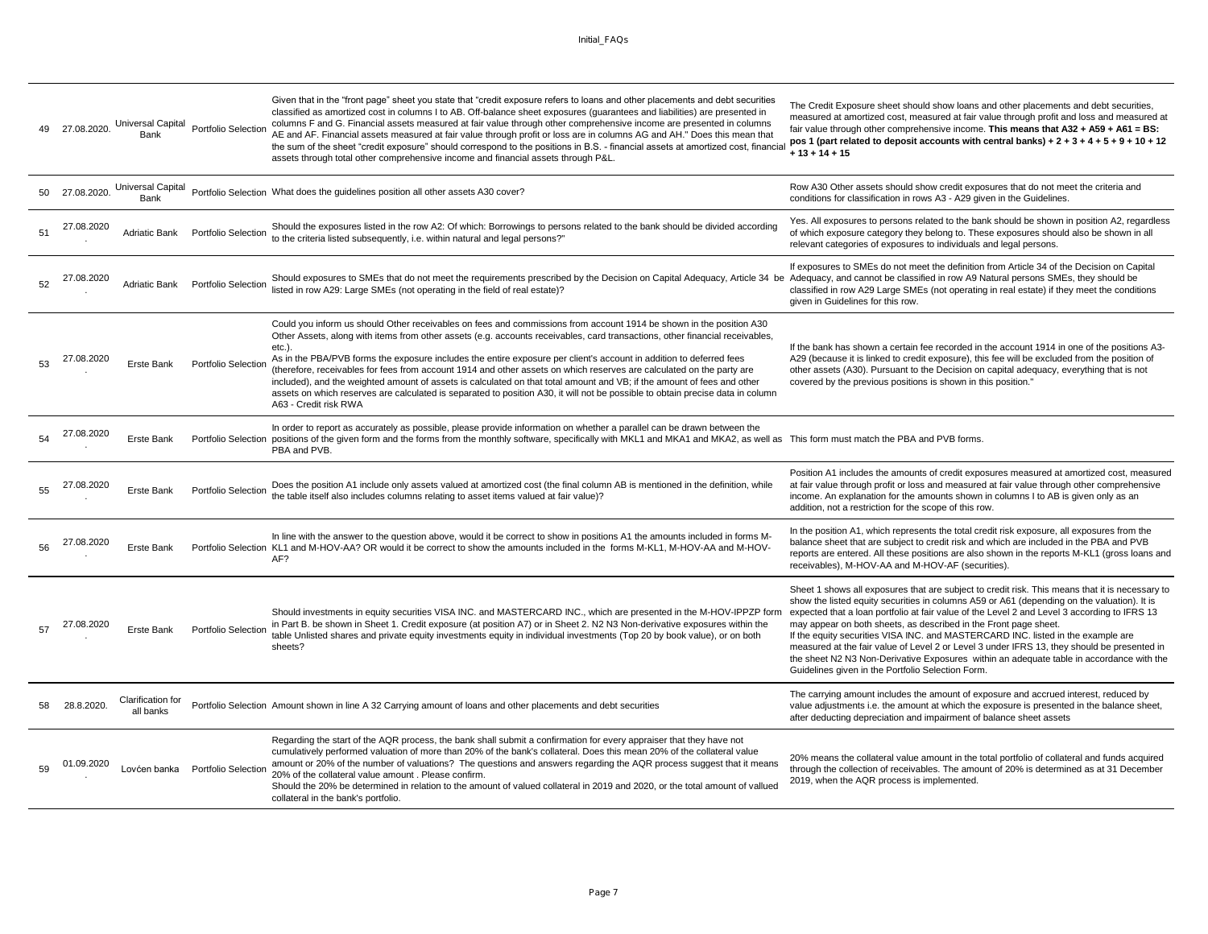| 49 | 27.08.2020. | Universal Capital Bank | Portfolio Selection | Given that in the "front page" sheet you state that "credit exposure refers to loans and other placements and debt securities classified as amortized cost in columns I to AB. Off-balance sheet exposures (guarantees and liabilities) are presented in columns F and G. Financial assets measured at fair value through other comprehensive income are presented in columns AE and AF. Financial assets measured at fair value through profit or loss are in columns AG and AH." Does this mean that the sum of the sheet "credit exposure" should correspond to the positions in B.S. - financial assets at amortized cost, financial assets through total other comprehensive income and financial assets through P&L. | The Credit Exposure sheet should show loans and other placements and debt securities, measured at amortized cost, measured at fair value through profit and loss and measured at fair value through other comprehensive income. **This means that A32 + A59 + A61 = BS: pos 1 (part related to deposit accounts with central banks) + 2 + 3 + 4 + 5 + 9 + 10 + 12 + 13 + 14 + 15** |
|---|---|---|---|---|---|
| 50 | 27.08.2020. | Universal Capital Bank | Portfolio Selection | What does the guidelines position all other assets A30 cover? | Row A30 Other assets should show credit exposures that do not meet the criteria and conditions for classification in rows A3 - A29 given in the Guidelines. |
| 51 | 27.08.2020 . | Adriatic Bank | Portfolio Selection | Should the exposures listed in the row A2: Of which: Borrowings to persons related to the bank should be divided according to the criteria listed subsequently, i.e. within natural and legal persons?" | Yes. All exposures to persons related to the bank should be shown in position A2, regardless of which exposure category they belong to. These exposures should also be shown in all relevant categories of exposures to individuals and legal persons. |
| 52 | 27.08.2020 . | Adriatic Bank | Portfolio Selection | Should exposures to SMEs that do not meet the requirements prescribed by the Decision on Capital Adequacy, Article 34 be listed in row A29: Large SMEs (not operating in the field of real estate)? | If exposures to SMEs do not meet the definition from Article 34 of the Decision on Capital Adequacy, and cannot be classified in row A9 Natural persons SMEs, they should be classified in row A29 Large SMEs (not operating in real estate) if they meet the conditions given in Guidelines for this row. |
| 53 | 27.08.2020 . | Erste Bank | Portfolio Selection | Could you inform us should Other receivables on fees and commissions from account 1914 be shown in the position A30 Other Assets, along with items from other assets (e.g. accounts receivables, card transactions, other financial receivables, etc.).<br>As in the PBA/PVB forms the exposure includes the entire exposure per client's account in addition to deferred fees (therefore, receivables for fees from account 1914 and other assets on which reserves are calculated on the party are included), and the weighted amount of assets is calculated on that total amount and VB; if the amount of fees and other assets on which reserves are calculated is separated to position A30, it will not be possible to obtain precise data in column A63 - Credit risk RWA | If the bank has shown a certain fee recorded in the account 1914 in one of the positions A3-A29 (because it is linked to credit exposure), this fee will be excluded from the position of other assets (A30). Pursuant to the Decision on capital adequacy, everything that is not covered by the previous positions is shown in this position." |
| 54 | 27.08.2020 . | Erste Bank | Portfolio Selection | In order to report as accurately as possible, please provide information on whether a parallel can be drawn between the positions of the given form and the forms from the monthly software, specifically with MKL1 and MKA1 and MKA2, as well as PBA and PVB. | This form must match the PBA and PVB forms. |
| 55 | 27.08.2020 . | Erste Bank | Portfolio Selection | Does the position A1 include only assets valued at amortized cost (the final column AB is mentioned in the definition, while the table itself also includes columns relating to asset items valued at fair value)? | Position A1 includes the amounts of credit exposures measured at amortized cost, measured at fair value through profit or loss and measured at fair value through other comprehensive income. An explanation for the amounts shown in columns I to AB is given only as an addition, not a restriction for the scope of this row. |
| 56 | 27.08.2020 . | Erste Bank | Portfolio Selection | In line with the answer to the question above, would it be correct to show in positions A1 the amounts included in forms M-KL1 and M-HOV-AA? OR would it be correct to show the amounts included in the forms M-KL1, M-HOV-AA and M-HOV-AF? | In the position A1, which represents the total credit risk exposure, all exposures from the balance sheet that are subject to credit risk and which are included in the PBA and PVB reports are entered. All these positions are also shown in the reports M-KL1 (gross loans and receivables), M-HOV-AA and M-HOV-AF (securities). |
| 57 | 27.08.2020 . | Erste Bank | Portfolio Selection | Should investments in equity securities VISA INC. and MASTERCARD INC., which are presented in the M-HOV-IPPZP form in Part B. be shown in Sheet 1. Credit exposure (at position A7) or in Sheet 2. N2 N3 Non-derivative exposures within the table Unlisted shares and private equity investments equity in individual investments (Top 20 by book value), or on both sheets? | Sheet 1 shows all exposures that are subject to credit risk. This means that it is necessary to show the listed equity securities in columns A59 or A61 (depending on the valuation). It is expected that a loan portfolio at fair value of the Level 2 and Level 3 according to IFRS 13 may appear on both sheets, as described in the Front page sheet.<br>If the equity securities VISA INC. and MASTERCARD INC. listed in the example are measured at the fair value of Level 2 or Level 3 under IFRS 13, they should be presented in the sheet N2 N3 Non-Derivative Exposures within an adequate table in accordance with the Guidelines given in the Portfolio Selection Form. |
| 58 | 28.8.2020. | Clarification for all banks | Portfolio Selection | Amount shown in line A 32 Carrying amount of loans and other placements and debt securities | The carrying amount includes the amount of exposure and accrued interest, reduced by value adjustments i.e. the amount at which the exposure is presented in the balance sheet, after deducting depreciation and impairment of balance sheet assets |
| 59 | 01.09.2020 . | Lovćen banka | Portfolio Selection | Regarding the start of the AQR process, the bank shall submit a confirmation for every appraiser that they have not cumulatively performed valuation of more than 20% of the bank's collateral. Does this mean 20% of the collateral value amount or 20% of the number of valuations? The questions and answers regarding the AQR process suggest that it means 20% of the collateral value amount . Please confirm.<br>Should the 20% be determined in relation to the amount of valued collateral in 2019 and 2020, or the total amount of valued collateral in the bank's portfolio. | 20% means the collateral value amount in the total portfolio of collateral and funds acquired through the collection of receivables. The amount of 20% is determined as at 31 December 2019, when the AQR process is implemented. |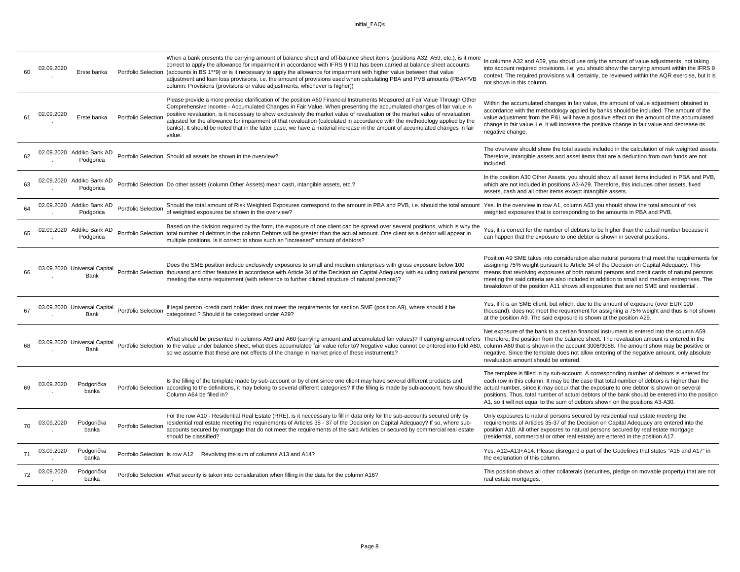| | | | | | |
|---|---|---|---|---|---|
| 60 | 02.09.2020. | Erste banka | Portfolio Selection | When a bank presents the carrying amount of balance sheet and off-balance sheet items (positions A32, A59, etc.), is it more correct to apply the allowance for impairment in accordance with IFRS 9 that has been carried at balance sheet accounts (accounts in BS 1**9) or is it necessary to apply the allowance for impairment with higher value between that value adjustment and loan loss provisions, i.e. the amount of provisions used when calculating PBA and PVB amounts (PBA/PVB column: Provisions (provisions or value adjustments, whichever is higher)) | In columns A32 and A59, you shoud use only the amount of value adjustments, not taking into account required provisions, i.e. you should show the carrying amount within the IFRS 9 context. The required provisions will, certainly, be reviewed within the AQR exercise, but it is not shown in this column. |
| 61 | 02.09.2020. | Erste banka | Portfolio Selection | Please provide a more precise clarification of the position A60 Financial Instruments Measured at Fair Value Through Other Comprehensive Income - Accumulated Changes in Fair Value. When presenting the accumulated changes of fair value in positive revaluation, is it necessary to show exclusively the market value of revaluation or the market value of revaluation adjusted for the allowance for impairment of that revaluation (calculated in accordance with the methodology applied by the banks). It should be noted that in the latter case, we have a material increase in the amount of accumulated changes in fair value. | Within the accumulated changes in fair value, the amount of value adjustment obtained in accordance with the methodology applied by banks should be included. The amount of the value adjustment from the P&L will have a positive effect on the amount of the accumulated change in fair value, i.e. it will increase the positive change in fair value and decrease its negative change. |
| 62 | 02.09.2020. | Addiko Bank AD Podgorica | Portfolio Selection | Should all assets be shown in the overview? | The overview should show the total assets included in the calculation of risk weighted assets. Therefore, intangible assets and asset items that are a deduction from own funds are not included. |
| 63 | 02.09.2020. | Addiko Bank AD Podgorica | Portfolio Selection | Do other assets (column Other Assets) mean cash, intangible assets, etc.? | In the position A30 Other Assets, you should show all asset items included in PBA and PVB, which are not included in positions A3-A29. Therefore, this includes other assets, fixed assets, cash and all other items except intangible assets. |
| 64 | 02.09.2020. | Addiko Bank AD Podgorica | Portfolio Selection | Should the total amount of Risk Weighted Exposures correspond to the amount in PBA and PVB, i.e. should the total amount of weighted exposures be shown in the overview? | Yes. In the overview in row A1, column A63 you should show the total amount of risk weighted exposures that is corresponding to the amounts in PBA and PVB. |
| 65 | 02.09.2020. | Addiko Bank AD Podgorica | Portfolio Selection | Based on the division required by the form, the exposure of one client can be spread over several positions, which is why the total number of debtors in the column Debtors will be greater than the actual amount. One client as a debtor will appear in multiple positions. Is it correct to show such an "increased" amount of debtors? | Yes, it is correct for the number of debtors to be higher than the actual number because it can happen that the exposure to one debtor is shown in several positions. |
| 66 | 03.09.2020. | Universal Capital Bank | Portfolio Selection | Does the SME position include exclusively exposures to small and medium enterprises with gross exposure below 100 thousand and other features in accordance with Article 34 of the Decision on Capital Adequacy with exluding natural persons meeting the same requirement (with reference to further diluted structure of natural persons)? | Position A9 SME takes into consideration also natural persons that meet the requirements for assigning 75% weight pursuant to Article 34 of the Decision on Capital Adequacy. This means that revolving exposures of both natural persons and credit cards of natural persons meeting the said criteria are also included in addition to small and medium entreprises. The breakdown of the position A11 shows all exposures that are not SME and residential . |
| 67 | 03.09.2020. | Universal Capital Bank | Portfolio Selection | If legal person -credit card holder does not meet the requirements for section SME (position A9), where should it be categorised ? Should it be categorised under A29? | Yes, if it is an SME client, but which, due to the amount of exposure (over EUR 100 thousand), does not meet the requirement for assigning a 75% weight and thus is not shown at the position A9. The said exposure is shown at the position A29. |
| 68 | 03.09.2020. | Universal Capital Bank | Portfolio Selection | What should be presented in columns A59 and A60 (carrying amount and accumulated fair values)? If carrying amount refers to the value under balance sheet, what does accumulated fair value refer to? Negative value cannot be entered into field A60, so we assume that these are not effects of the change in market price of these instruments? | Net exposure of the bank to a certian financial instrument is entered into the column A59. Therefore, the position from the balance sheet. The revaluation amount is entered in the column A60 that is shown in the account 3006/3088. The amount show may be positive or negative. Since the template does not allow entering of the negative amount, only absolute revaluation amount should be entered. |
| 69 | 03.09.2020. | Podgorička banka | Portfolio Selection | Is the filling of the template made by sub-account or by client since one client may have several different products and according to the definitions, it may belong to several different categories? If the filling is made by sub-account, how should the Column A64 be filled in? | The template is filled in by sub-account. A corresponding number of debtors is entered for each row in this column. It may be the case that total number of debtors is higher than the actual number, since it may occur that the exposure to one debtor is shown on several positions. Thus, total number of actual debtors of the bank should be entered into the position A1, so it will not equal to the sum of debtors shown on the positions A3-A30. |
| 70 | 03.09.2020. | Podgorička banka | Portfolio Selection | For the row A10 - Residential Real Estate (RRE), is it neccessary to fill in data only for the sub-accounts secured only by residential real estate meeting the requirements of Articles 35 - 37 of the Decision on Capital Adequacy? If so, where sub-accounts secured by mortgage that do not meet the requirements of the said Articles or secured by commercial real estate should be classified? | Only exposures to natural persons secured by residential real estate meeting the requirements of Articles 35-37 of the Decision on Capital Adequacy are entered into the position A10. All other exposres to natural persons secured by real estate mortgage (residential, commercial or other real estate) are entered in the position A17. |
| 71 | 03.09.2020. | Podgorička banka | Portfolio Selection | Is row A12 Revolving the sum of columns A13 and A14? | Yes. A12=A13+A14. Please disregard a part of the Gudelines that states "A16 and A17" in the explanation of this column. |
| 72 | 03.09.2020. | Podgorička banka | Portfolio Selection | What security is taken into considaration when filling in the data for the column A16? | This position shows all other collaterals (securities, pledge on movable property) that are not real estate mortgages. |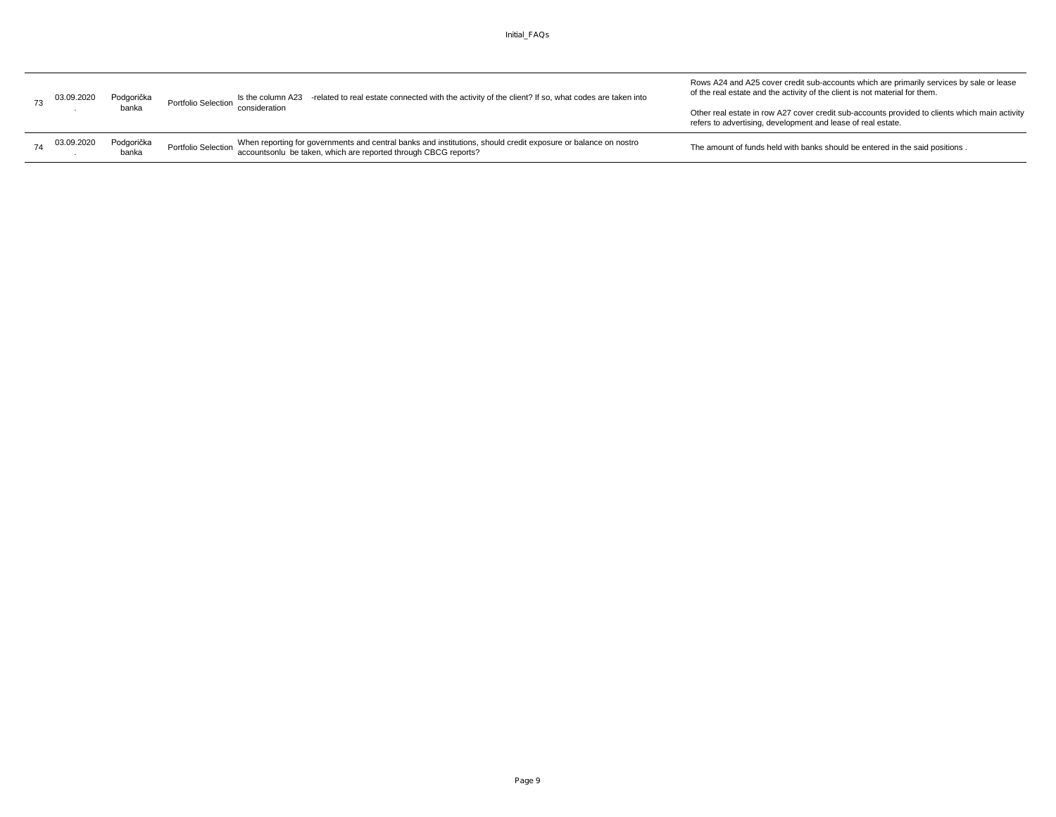| | | | | | |
|---|---|---|---|---|---|
| 73 | 03.09.2020 . | Podgorička banka | Portfolio Selection | Is the column A23 -related to real estate connected with the activity of the client? If so, what codes are taken into consideration | Rows A24 and A25 cover credit sub-accounts which are primarily services by sale or lease of the real estate and the activity of the client is not material for them.<br><br>Other real estate in row A27 cover credit sub-accounts provided to clients which main activity refers to advertising, development and lease of real estate. |
| 74 | 03.09.2020 . | Podgorička banka | Portfolio Selection | When reporting for governments and central banks and institutions, should credit exposure or balance on nostro accountsonlu be taken, which are reported through CBCG reports? | The amount of funds held with banks should be entered in the said positions . |